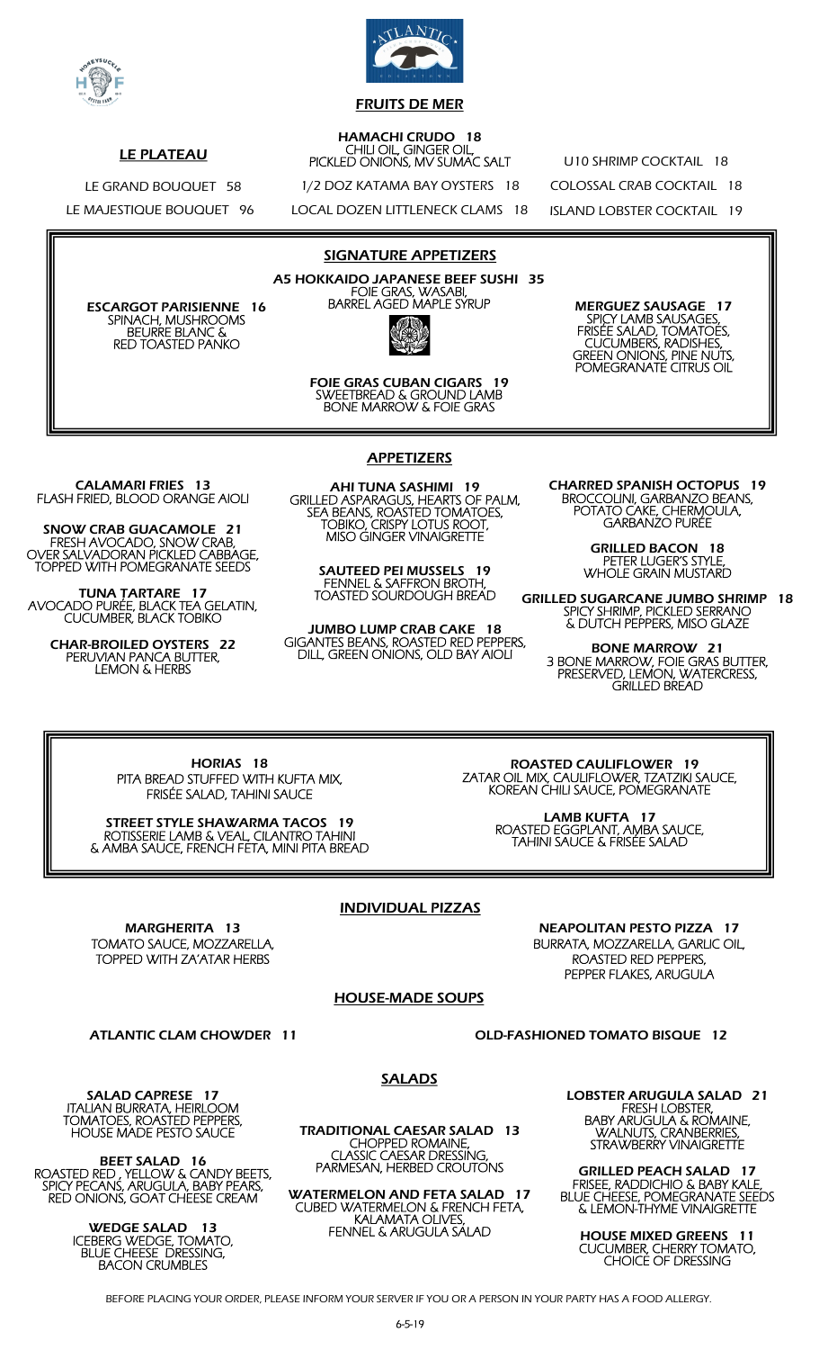## FRUITS DE MER

### LE PLATEAU

LE GRAND BOUQUET 58

LE MAJESTIQUE BOUQUET 96

**HAMACHI CRUDO 18**
CHILI OIL, GINGER OIL, PICKLED ONIONS, MV SUMAC SALT

1/2 DOZ KATAMA BAY OYSTERS 18

LOCAL DOZEN LITTLENECK CLAMS 18

U10 SHRIMP COCKTAIL 18

COLOSSAL CRAB COCKTAIL 18

ISLAND LOBSTER COCKTAIL 19

## SIGNATURE APPETIZERS

**ESCARGOT PARISIENNE 16**
SPINACH, MUSHROOMS BEURRE BLANC & RED TOASTED PANKO

**A5 HOKKAIDO JAPANESE BEEF SUSHI 35**
FOIE GRAS, WASABI, BARREL AGED MAPLE SYRUP

**FOIE GRAS CUBAN CIGARS 19**
SWEETBREAD & GROUND LAMB BONE MARROW & FOIE GRAS

**MERGUEZ SAUSAGE 17**
SPICY LAMB SAUSAGES, FRISÉE SALAD, TOMATOES, CUCUMBERS, RADISHES, GREEN ONIONS, PINE NUTS, POMEGRANATE CITRUS OIL

## APPETIZERS

**CALAMARI FRIES 13**
FLASH FRIED, BLOOD ORANGE AIOLI

**SNOW CRAB GUACAMOLE 21**
FRESH AVOCADO, SNOW CRAB, OVER SALVADORAN PICKLED CABBAGE, TOPPED WITH POMEGRANATE SEEDS

**TUNA TARTARE 17**
AVOCADO PURÉE, BLACK TEA GELATIN, CUCUMBER, BLACK TOBIKO

**CHAR-BROILED OYSTERS 22**
PERUVIAN PANCA BUTTER, LEMON & HERBS

**AHI TUNA SASHIMI 19**
GRILLED ASPARAGUS, HEARTS OF PALM, SEA BEANS, ROASTED TOMATOES, TOBIKO, CRISPY LOTUS ROOT, MISO GINGER VINAIGRETTE

**SAUTEED PEI MUSSELS 19**
FENNEL & SAFFRON BROTH, TOASTED SOURDOUGH BREAD

**JUMBO LUMP CRAB CAKE 18**
GIGANTES BEANS, ROASTED RED PEPPERS, DILL, GREEN ONIONS, OLD BAY AIOLI

**CHARRED SPANISH OCTOPUS 19**
BROCCOLINI, GARBANZO BEANS, POTATO CAKE, CHERMOULA, GARBANZO PURÉE

**GRILLED BACON 18**
PETER LUGER'S STYLE, WHOLE GRAIN MUSTARD

**GRILLED SUGARCANE JUMBO SHRIMP 18**
SPICY SHRIMP, PICKLED SERRANO & DUTCH PEPPERS, MISO GLAZE

**BONE MARROW 21**
3 BONE MARROW, FOIE GRAS BUTTER, PRESERVED, LEMON, WATERCRESS, GRILLED BREAD

**HORIAS 18**
PITA BREAD STUFFED WITH KUFTA MIX, FRISÉE SALAD, TAHINI SAUCE

**STREET STYLE SHAWARMA TACOS 19**
ROTISSERIE LAMB & VEAL, CILANTRO TAHINI & AMBA SAUCE, FRENCH FETA, MINI PITA BREAD

**ROASTED CAULIFLOWER 19**
ZATAR OIL MIX, CAULIFLOWER, TZATZIKI SAUCE, KOREAN CHILI SAUCE, POMEGRANATE

**LAMB KUFTA 17**
ROASTED EGGPLANT, AMBA SAUCE, TAHINI SAUCE & FRISÉE SALAD

## INDIVIDUAL PIZZAS

**MARGHERITA 13**
TOMATO SAUCE, MOZZARELLA, TOPPED WITH ZA'ATAR HERBS

**NEAPOLITAN PESTO PIZZA 17**
BURRATA, MOZZARELLA, GARLIC OIL, ROASTED RED PEPPERS, PEPPER FLAKES, ARUGULA

## HOUSE-MADE SOUPS

**ATLANTIC CLAM CHOWDER 11**

**OLD-FASHIONED TOMATO BISQUE 12**

## SALADS

**SALAD CAPRESE 17**
ITALIAN BURRATA, HEIRLOOM TOMATOES, ROASTED PEPPERS, HOUSE MADE PESTO SAUCE

**BEET SALAD 16**
ROASTED RED , YELLOW & CANDY BEETS, SPICY PECANS, ARUGULA, BABY PEARS, RED ONIONS, GOAT CHEESE CREAM

**WEDGE SALAD 13**
ICEBERG WEDGE, TOMATO, BLUE CHEESE DRESSING, BACON CRUMBLES

**TRADITIONAL CAESAR SALAD 13**
CHOPPED ROMAINE, CLASSIC CAESAR DRESSING, PARMESAN, HERBED CROUTONS

**WATERMELON AND FETA SALAD 17**
CUBED WATERMELON & FRENCH FETA, KALAMATA OLIVES, FENNEL & ARUGULA SALAD

**LOBSTER ARUGULA SALAD 21**
FRESH LOBSTER, BABY ARUGULA & ROMAINE, WALNUTS, CRANBERRIES, STRAWBERRY VINAIGRETTE

**GRILLED PEACH SALAD 17**
FRISEE, RADDICHIO & BABY KALE, BLUE CHEESE, POMEGRANATE SEEDS & LEMON-THYME VINAIGRETTE

**HOUSE MIXED GREENS 11**
CUCUMBER, CHERRY TOMATO, CHOICE OF DRESSING

BEFORE PLACING YOUR ORDER, PLEASE INFORM YOUR SERVER IF YOU OR A PERSON IN YOUR PARTY HAS A FOOD ALLERGY.

6-5-19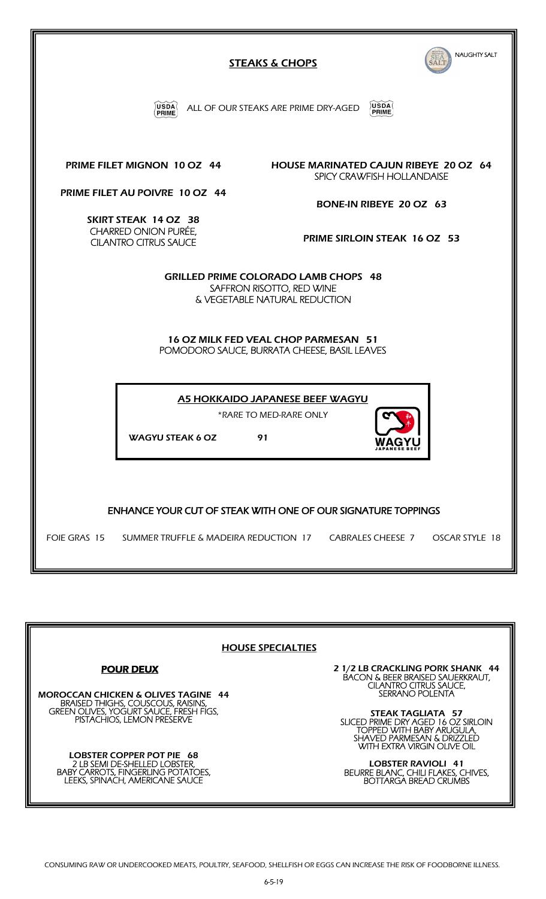## STEAKS & CHOPS

NAUGHTY SALT

USDA PRIME — ALL OF OUR STEAKS ARE PRIME DRY-AGED — USDA PRIME

**PRIME FILET MIGNON 10 OZ 44**

**PRIME FILET AU POIVRE 10 OZ 44**

**SKIRT STEAK 14 OZ 38**
CHARRED ONION PURÉE, CILANTRO CITRUS SAUCE

**HOUSE MARINATED CAJUN RIBEYE 20 OZ 64**
SPICY CRAWFISH HOLLANDAISE

**BONE-IN RIBEYE 20 OZ 63**

**PRIME SIRLOIN STEAK 16 OZ 53**

**GRILLED PRIME COLORADO LAMB CHOPS 48**
SAFFRON RISOTTO, RED WINE & VEGETABLE NATURAL REDUCTION

**16 OZ MILK FED VEAL CHOP PARMESAN 51**
POMODORO SAUCE, BURRATA CHEESE, BASIL LEAVES

### A5 HOKKAIDO JAPANESE BEEF WAGYU

*RARE TO MED-RARE ONLY

**WAGYU STEAK 6 OZ 91**

### ENHANCE YOUR CUT OF STEAK WITH ONE OF OUR SIGNATURE TOPPINGS

FOIE GRAS 15 — SUMMER TRUFFLE & MADEIRA REDUCTION 17 — CABRALES CHEESE 7 — OSCAR STYLE 18

## HOUSE SPECIALTIES

### POUR DEUX

**MOROCCAN CHICKEN & OLIVES TAGINE 44**
BRAISED THIGHS, COUSCOUS, RAISINS, GREEN OLIVES, YOGURT SAUCE, FRESH FIGS, PISTACHIOS, LEMON PRESERVE

**LOBSTER COPPER POT PIE 68**
2 LB SEMI DE-SHELLED LOBSTER, BABY CARROTS, FINGERLING POTATOES, LEEKS, SPINACH, AMERICANE SAUCE

**2 1/2 LB CRACKLING PORK SHANK 44**
BACON & BEER BRAISED SAUERKRAUT, CILANTRO CITRUS SAUCE, SERRANO POLENTA

**STEAK TAGLIATA 57**
SLICED PRIME DRY AGED 16 OZ SIRLOIN TOPPED WITH BABY ARUGULA, SHAVED PARMESAN & DRIZZLED WITH EXTRA VIRGIN OLIVE OIL

**LOBSTER RAVIOLI 41**
BEURRE BLANC, CHILI FLAKES, CHIVES, BOTTARGA BREAD CRUMBS

CONSUMING RAW OR UNDERCOOKED MEATS, POULTRY, SEAFOOD, SHELLFISH OR EGGS CAN INCREASE THE RISK OF FOODBORNE ILLNESS.

6-5-19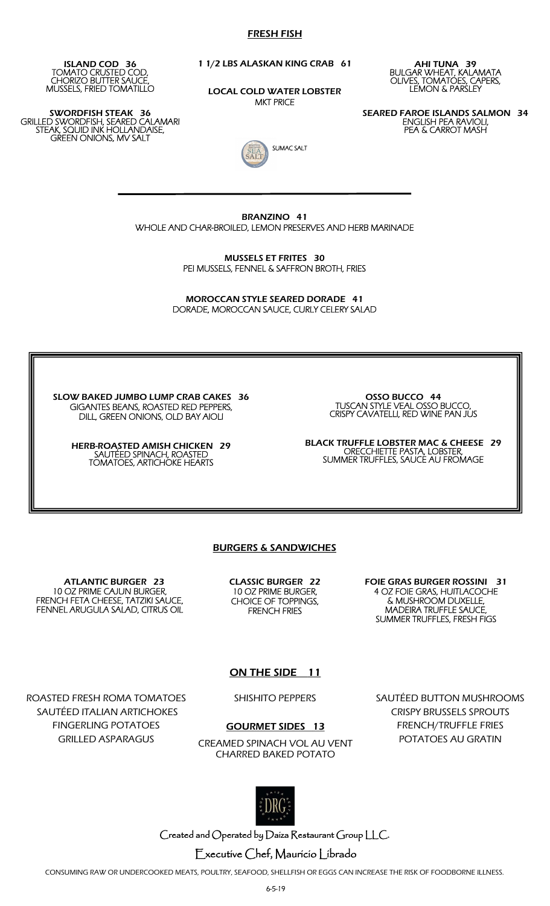## FRESH FISH

**ISLAND COD 36**
TOMATO CRUSTED COD, CHORIZO BUTTER SAUCE, MUSSELS, FRIED TOMATILLO

**SWORDFISH STEAK 36**
GRILLED SWORDFISH, SEARED CALAMARI STEAK, SQUID INK HOLLANDAISE, GREEN ONIONS, MV SALT

**1 1/2 LBS ALASKAN KING CRAB 61**

**LOCAL COLD WATER LOBSTER**
MKT PRICE

**AHI TUNA 39**
BULGAR WHEAT, KALAMATA OLIVES, TOMATOES, CAPERS, LEMON & PARSLEY

**SEARED FAROE ISLANDS SALMON 34**
ENGLISH PEA RAVIOLI, PEA & CARROT MASH

SUMAC SALT

---

**BRANZINO 41**
WHOLE AND CHAR-BROILED, LEMON PRESERVES AND HERB MARINADE

**MUSSELS ET FRITES 30**
PEI MUSSELS, FENNEL & SAFFRON BROTH, FRIES

**MOROCCAN STYLE SEARED DORADE 41**
DORADE, MOROCCAN SAUCE, CURLY CELERY SALAD

---

**SLOW BAKED JUMBO LUMP CRAB CAKES 36**
GIGANTES BEANS, ROASTED RED PEPPERS, DILL, GREEN ONIONS, OLD BAY AIOLI

**HERB-ROASTED AMISH CHICKEN 29**
SAUTÉED SPINACH, ROASTED TOMATOES, ARTICHOKE HEARTS

**OSSO BUCCO 44**
TUSCAN STYLE VEAL OSSO BUCCO, CRISPY CAVATELLI, RED WINE PAN JUS

**BLACK TRUFFLE LOBSTER MAC & CHEESE 29**
ORECCHIETTE PASTA, LOBSTER, SUMMER TRUFFLES, SAUCE AU FROMAGE

---

## BURGERS & SANDWICHES

**ATLANTIC BURGER 23**
10 OZ PRIME CAJUN BURGER, FRENCH FETA CHEESE, TATZIKI SAUCE, FENNEL ARUGULA SALAD, CITRUS OIL

**CLASSIC BURGER 22**
10 OZ PRIME BURGER, CHOICE OF TOPPINGS, FRENCH FRIES

**FOIE GRAS BURGER ROSSINI 31**
4 OZ FOIE GRAS, HUITLACOCHE & MUSHROOM DUXELLE, MADEIRA TRUFFLE SAUCE, SUMMER TRUFFLES, FRESH FIGS

## ON THE SIDE 11

ROASTED FRESH ROMA TOMATOES
SAUTÉED ITALIAN ARTICHOKES
FINGERLING POTATOES
GRILLED ASPARAGUS
SHISHITO PEPPERS
SAUTÉED BUTTON MUSHROOMS
CRISPY BRUSSELS SPROUTS
FRENCH/TRUFFLE FRIES
POTATOES AU GRATIN

## GOURMET SIDES 13

CREAMED SPINACH VOL AU VENT
CHARRED BAKED POTATO

DRG

Created and Operated by Daiza Restaurant Group LLC.

Executive Chef, Mauricio Librado

CONSUMING RAW OR UNDERCOOKED MEATS, POULTRY, SEAFOOD, SHELLFISH OR EGGS CAN INCREASE THE RISK OF FOODBORNE ILLNESS.

6-5-19